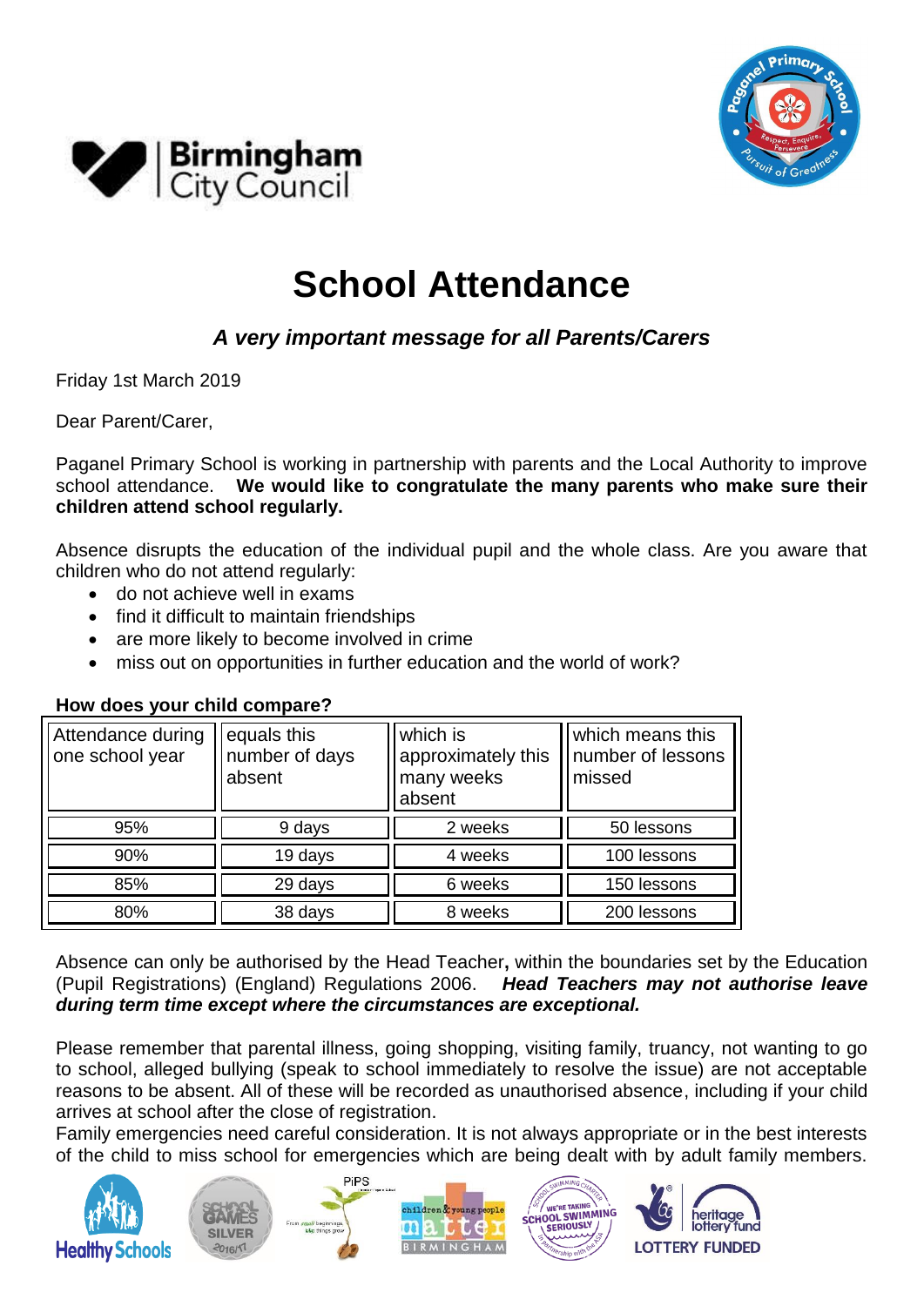# School Attendance

### *A very important message for all Parents/Carers*

Friday 1st March 2019

Dear Parent/Carer,

Paganel Primary School is working in partnership with parents and the Local Authority to improve school attendance. **We would like to congratulate the many parents who make sure their children attend school regularly.**

Absence disrupts the education of the individual pupil and the whole class. Are you aware that children who do not attend regularly:

- do not achieve well in exams
- find it difficult to maintain friendships
- are more likely to become involved in crime
- miss out on opportunities in further education and the world of work?

**How does your child compare?**

| Attendance during one school year | equals this number of days absent | which is approximately this many weeks absent | which means this number of lessons missed |
|---|---|---|---|
| 95% | 9 days | 2 weeks | 50 lessons |
| 90% | 19 days | 4 weeks | 100 lessons |
| 85% | 29 days | 6 weeks | 150 lessons |
| 80% | 38 days | 8 weeks | 200 lessons |

Absence can only be authorised by the Head Teacher**,** within the boundaries set by the Education (Pupil Registrations) (England) Regulations 2006. ***Head Teachers may not authorise leave during term time except where the circumstances are exceptional.***

Please remember that parental illness, going shopping, visiting family, truancy, not wanting to go to school, alleged bullying (speak to school immediately to resolve the issue) are not acceptable reasons to be absent. All of these will be recorded as unauthorised absence, including if your child arrives at school after the close of registration.

Family emergencies need careful consideration. It is not always appropriate or in the best interests of the child to miss school for emergencies which are being dealt with by adult family members.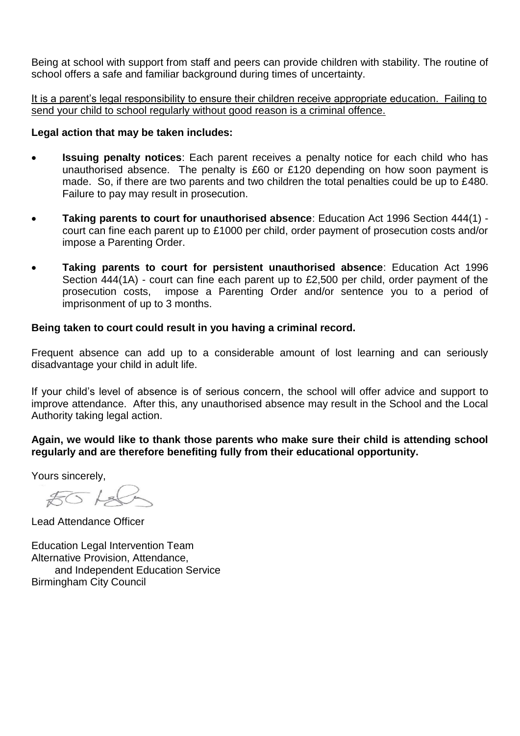Being at school with support from staff and peers can provide children with stability. The routine of school offers a safe and familiar background during times of uncertainty.

<u>It is a parent's legal responsibility to ensure their children receive appropriate education. Failing to send your child to school regularly without good reason is a criminal offence.</u>

**Legal action that may be taken includes:**

- **Issuing penalty notices**: Each parent receives a penalty notice for each child who has unauthorised absence. The penalty is £60 or £120 depending on how soon payment is made. So, if there are two parents and two children the total penalties could be up to £480. Failure to pay may result in prosecution.
- **Taking parents to court for unauthorised absence**: Education Act 1996 Section 444(1) - court can fine each parent up to £1000 per child, order payment of prosecution costs and/or impose a Parenting Order.
- **Taking parents to court for persistent unauthorised absence**: Education Act 1996 Section 444(1A) - court can fine each parent up to £2,500 per child, order payment of the prosecution costs, impose a Parenting Order and/or sentence you to a period of imprisonment of up to 3 months.

**Being taken to court could result in you having a criminal record.**

Frequent absence can add up to a considerable amount of lost learning and can seriously disadvantage your child in adult life.

If your child's level of absence is of serious concern, the school will offer advice and support to improve attendance. After this, any unauthorised absence may result in the School and the Local Authority taking legal action.

**Again, we would like to thank those parents who make sure their child is attending school regularly and are therefore benefiting fully from their educational opportunity.**

Yours sincerely,

Lead Attendance Officer

Education Legal Intervention Team
Alternative Provision, Attendance,
and Independent Education Service
Birmingham City Council